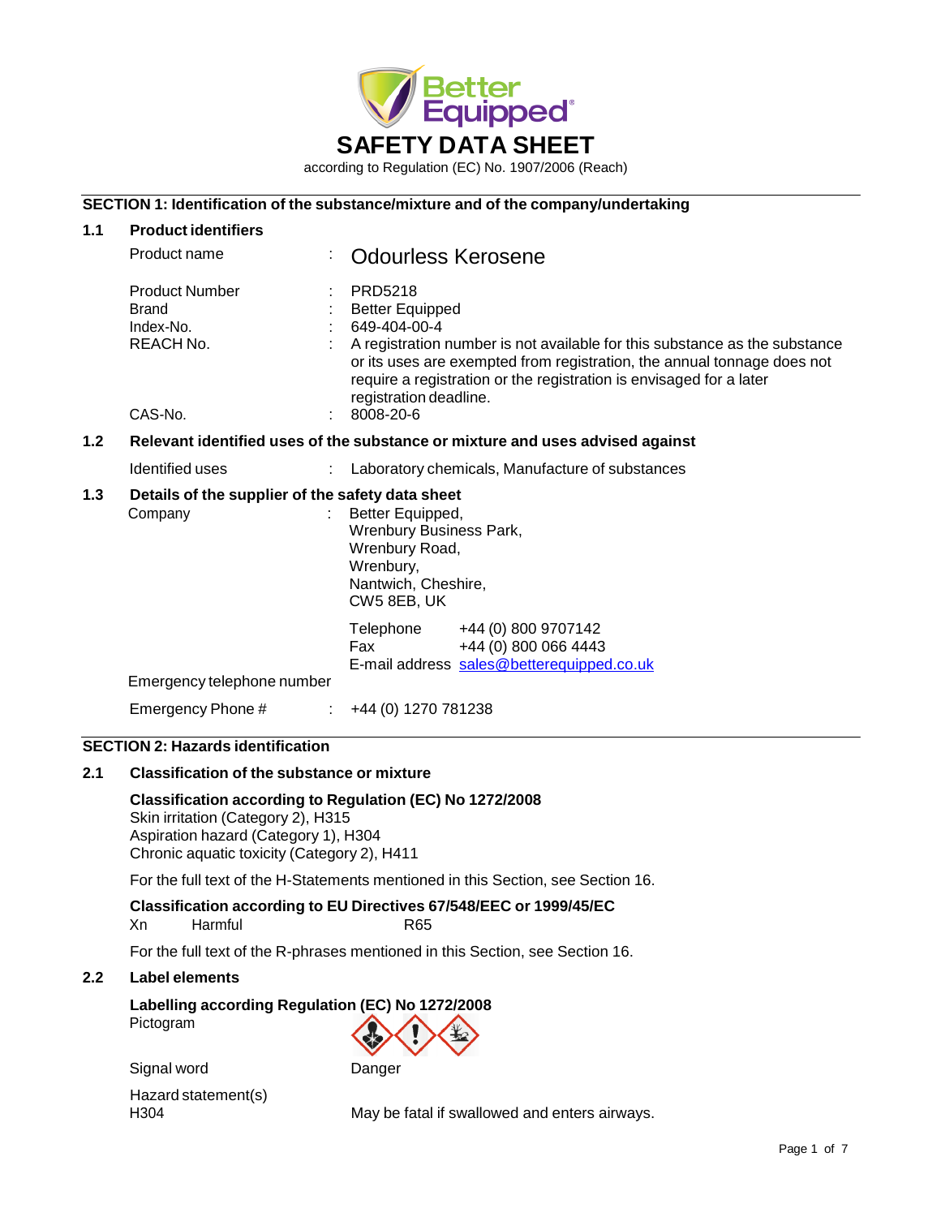Better Equipped

# SAFETY DATA SHEET

according to Regulation (EC) No. 1907/2006 (Reach)

## SECTION 1: Identification of the substance/mixture and of the company/undertaking

### 1.1 Product identifiers

| | | |
|---|---|---|
| Product name | : | Odourless Kerosene |
| Product Number | : | PRD5218 |
| Brand | : | Better Equipped |
| Index-No. | : | 649-404-00-4 |
| REACH No. | : | A registration number is not available for this substance as the substance or its uses are exempted from registration, the annual tonnage does not require a registration or the registration is envisaged for a later registration deadline. |
| CAS-No. | : | 8008-20-6 |

### 1.2 Relevant identified uses of the substance or mixture and uses advised against

| | | |
|---|---|---|
| Identified uses | : | Laboratory chemicals, Manufacture of substances |

### 1.3 Details of the supplier of the safety data sheet

Company : Better Equipped,
Wrenbury Business Park,
Wrenbury Road,
Wrenbury,
Nantwich, Cheshire,
CW5 8EB, UK

| | |
|---|---|
| Telephone | +44 (0) 800 9707142 |
| Fax | +44 (0) 800 066 4443 |
| E-mail address | sales@betterequipped.co.uk |

Emergency telephone number

| | | |
|---|---|---|
| Emergency Phone # | : | +44 (0) 1270 781238 |

## SECTION 2: Hazards identification

### 2.1 Classification of the substance or mixture

**Classification according to Regulation (EC) No 1272/2008**
Skin irritation (Category 2), H315
Aspiration hazard (Category 1), H304
Chronic aquatic toxicity (Category 2), H411

For the full text of the H-Statements mentioned in this Section, see Section 16.

**Classification according to EU Directives 67/548/EEC or 1999/45/EC**

| | | |
|---|---|---|
| Xn | Harmful | R65 |

For the full text of the R-phrases mentioned in this Section, see Section 16.

### 2.2 Label elements

**Labelling according Regulation (EC) No 1272/2008**

Pictogram

Signal word: Danger

Hazard statement(s)

| | |
|---|---|
| H304 | May be fatal if swallowed and enters airways. |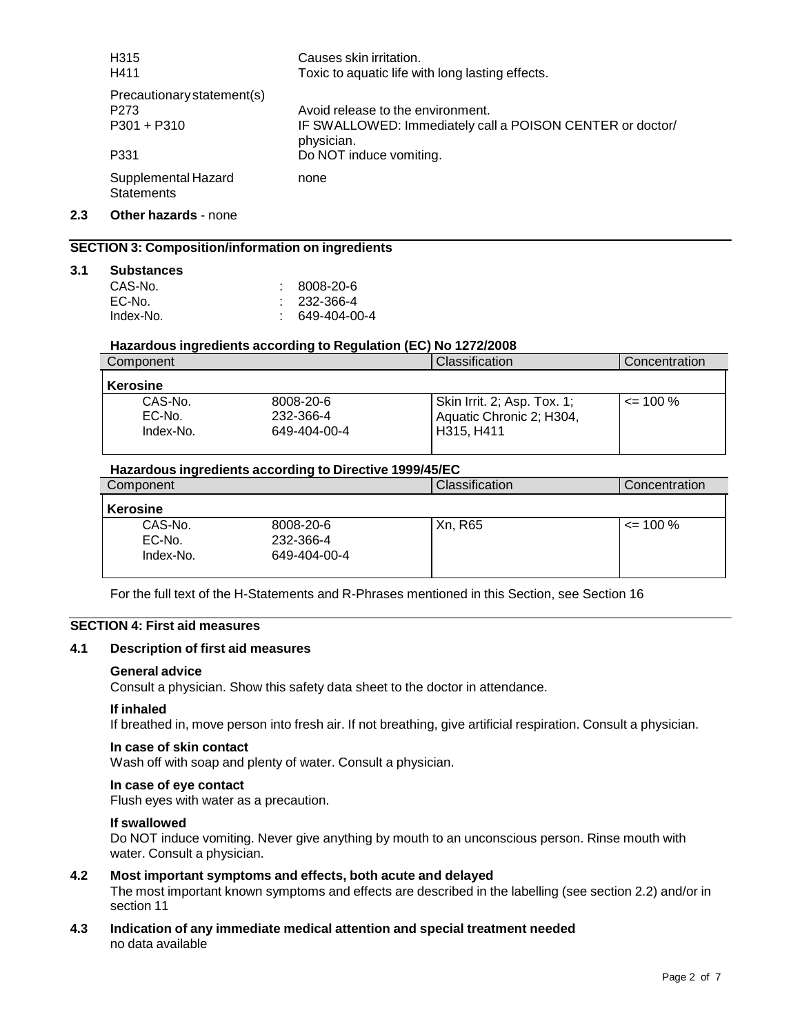| | |
|---|---|
| H315 | Causes skin irritation. |
| H411 | Toxic to aquatic life with long lasting effects. |
| Precautionary statement(s) | |
| P273 | Avoid release to the environment. |
| P301 + P310 | IF SWALLOWED: Immediately call a POISON CENTER or doctor/ physician. |
| P331 | Do NOT induce vomiting. |
| Supplemental Hazard Statements | none |

**2.3 Other hazards** - none

## SECTION 3: Composition/information on ingredients

**3.1 Substances**

CAS-No. : 8008-20-6
EC-No. : 232-366-4
Index-No. : 649-404-00-4

**Hazardous ingredients according to Regulation (EC) No 1272/2008**

| Component | | Classification | Concentration |
|---|---|---|---|
| **Kerosine** | | | |
| CAS-No.<br>EC-No.<br>Index-No. | 8008-20-6<br>232-366-4<br>649-404-00-4 | Skin Irrit. 2; Asp. Tox. 1; Aquatic Chronic 2; H304, H315, H411 | <= 100 % |

**Hazardous ingredients according to Directive 1999/45/EC**

| Component | | Classification | Concentration |
|---|---|---|---|
| **Kerosine** | | | |
| CAS-No.<br>EC-No.<br>Index-No. | 8008-20-6<br>232-366-4<br>649-404-00-4 | Xn, R65 | <= 100 % |

For the full text of the H-Statements and R-Phrases mentioned in this Section, see Section 16

## SECTION 4: First aid measures

**4.1 Description of first aid measures**

**General advice**
Consult a physician. Show this safety data sheet to the doctor in attendance.

**If inhaled**
If breathed in, move person into fresh air. If not breathing, give artificial respiration. Consult a physician.

**In case of skin contact**
Wash off with soap and plenty of water. Consult a physician.

**In case of eye contact**
Flush eyes with water as a precaution.

**If swallowed**
Do NOT induce vomiting. Never give anything by mouth to an unconscious person. Rinse mouth with water. Consult a physician.

**4.2 Most important symptoms and effects, both acute and delayed**
The most important known symptoms and effects are described in the labelling (see section 2.2) and/or in section 11

**4.3 Indication of any immediate medical attention and special treatment needed**
no data available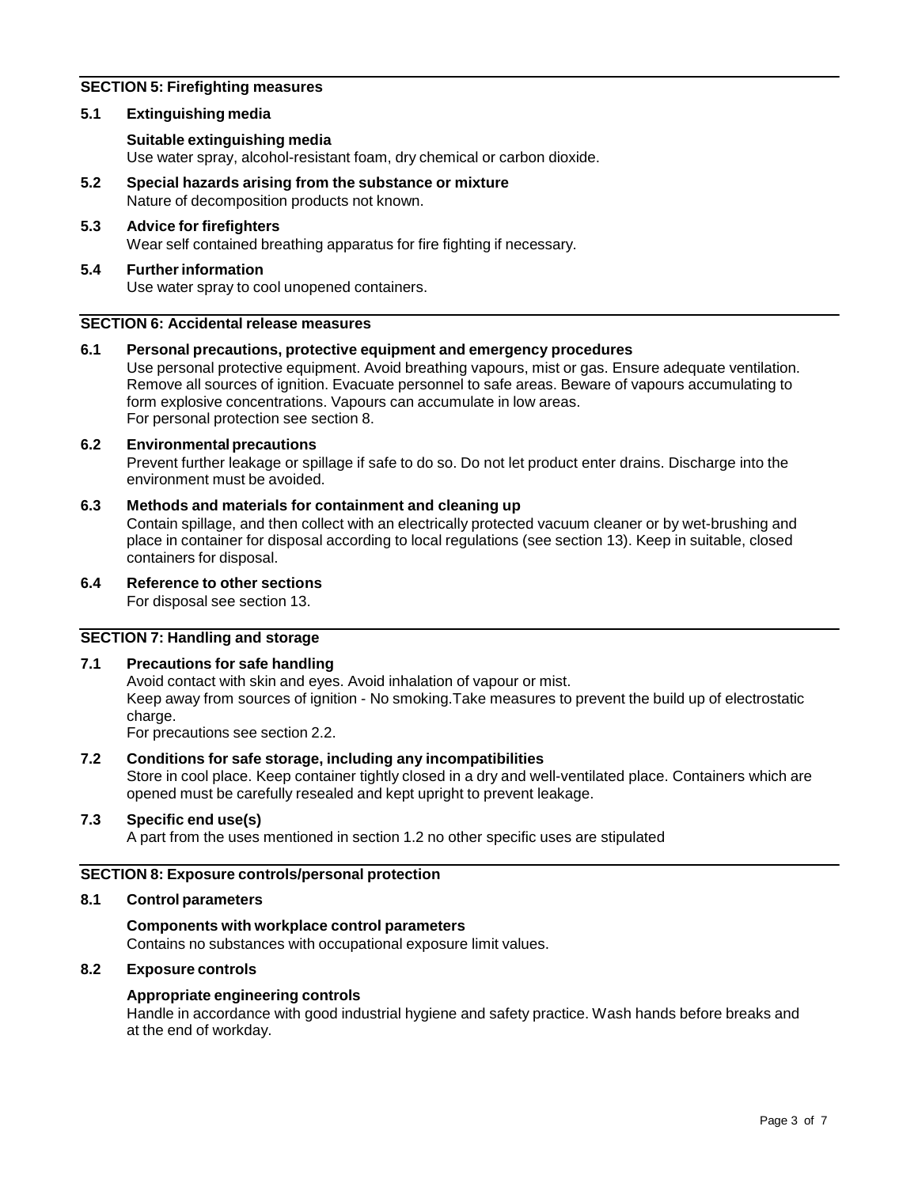## SECTION 5: Firefighting measures

### 5.1 Extinguishing media

**Suitable extinguishing media**

Use water spray, alcohol-resistant foam, dry chemical or carbon dioxide.

### 5.2 Special hazards arising from the substance or mixture

Nature of decomposition products not known.

### 5.3 Advice for firefighters

Wear self contained breathing apparatus for fire fighting if necessary.

### 5.4 Further information

Use water spray to cool unopened containers.

## SECTION 6: Accidental release measures

### 6.1 Personal precautions, protective equipment and emergency procedures

Use personal protective equipment. Avoid breathing vapours, mist or gas. Ensure adequate ventilation. Remove all sources of ignition. Evacuate personnel to safe areas. Beware of vapours accumulating to form explosive concentrations. Vapours can accumulate in low areas.
For personal protection see section 8.

### 6.2 Environmental precautions

Prevent further leakage or spillage if safe to do so. Do not let product enter drains. Discharge into the environment must be avoided.

### 6.3 Methods and materials for containment and cleaning up

Contain spillage, and then collect with an electrically protected vacuum cleaner or by wet-brushing and place in container for disposal according to local regulations (see section 13). Keep in suitable, closed containers for disposal.

### 6.4 Reference to other sections

For disposal see section 13.

## SECTION 7: Handling and storage

### 7.1 Precautions for safe handling

Avoid contact with skin and eyes. Avoid inhalation of vapour or mist.
Keep away from sources of ignition - No smoking.Take measures to prevent the build up of electrostatic charge.
For precautions see section 2.2.

### 7.2 Conditions for safe storage, including any incompatibilities

Store in cool place. Keep container tightly closed in a dry and well-ventilated place. Containers which are opened must be carefully resealed and kept upright to prevent leakage.

### 7.3 Specific end use(s)

A part from the uses mentioned in section 1.2 no other specific uses are stipulated

## SECTION 8: Exposure controls/personal protection

### 8.1 Control parameters

**Components with workplace control parameters**

Contains no substances with occupational exposure limit values.

### 8.2 Exposure controls

**Appropriate engineering controls**

Handle in accordance with good industrial hygiene and safety practice. Wash hands before breaks and at the end of workday.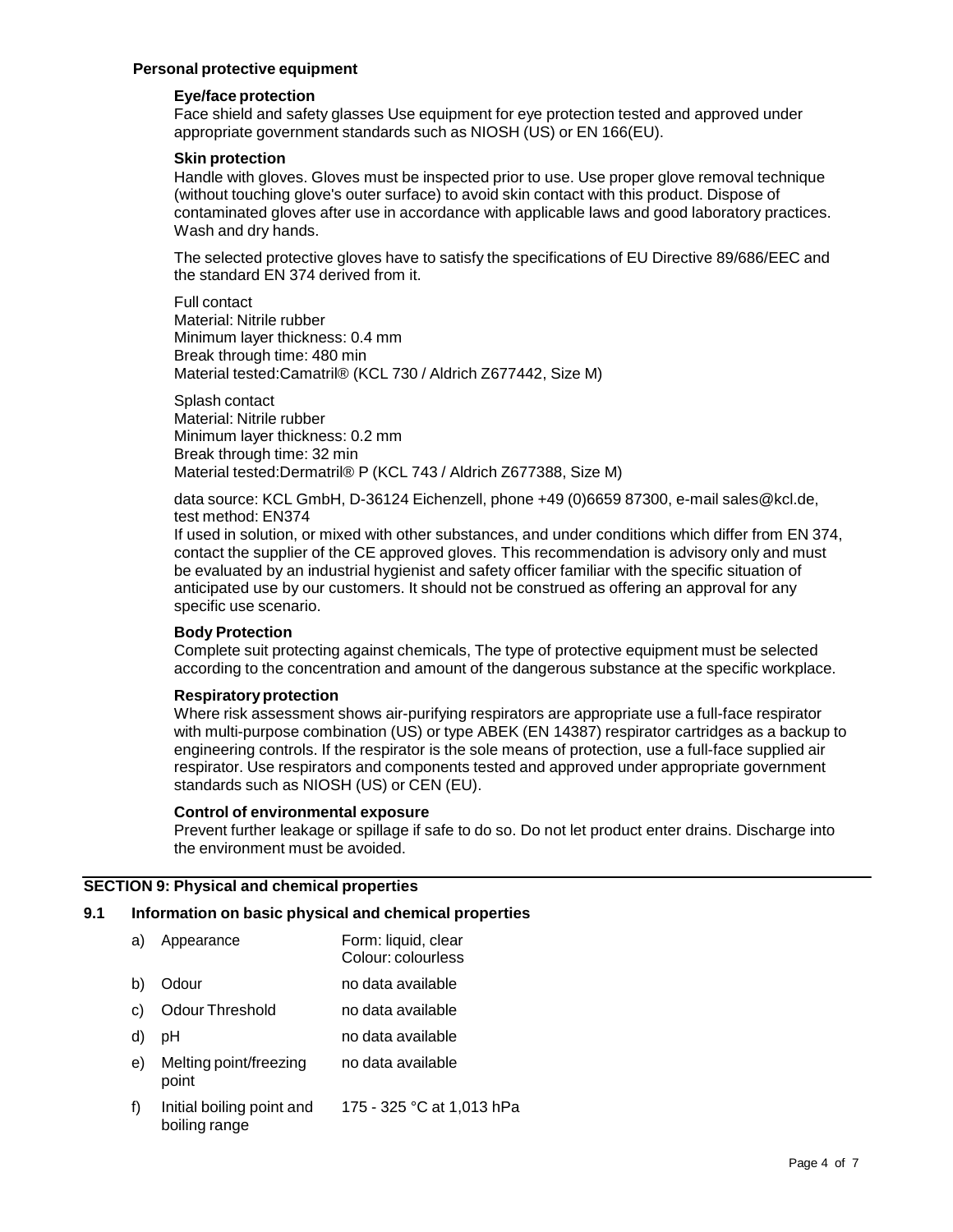### Personal protective equipment

#### Eye/face protection

Face shield and safety glasses Use equipment for eye protection tested and approved under appropriate government standards such as NIOSH (US) or EN 166(EU).

#### Skin protection

Handle with gloves. Gloves must be inspected prior to use. Use proper glove removal technique (without touching glove's outer surface) to avoid skin contact with this product. Dispose of contaminated gloves after use in accordance with applicable laws and good laboratory practices. Wash and dry hands.

The selected protective gloves have to satisfy the specifications of EU Directive 89/686/EEC and the standard EN 374 derived from it.

Full contact
Material: Nitrile rubber
Minimum layer thickness: 0.4 mm
Break through time: 480 min
Material tested:Camatril® (KCL 730 / Aldrich Z677442, Size M)

Splash contact
Material: Nitrile rubber
Minimum layer thickness: 0.2 mm
Break through time: 32 min
Material tested:Dermatril® P (KCL 743 / Aldrich Z677388, Size M)

data source: KCL GmbH, D-36124 Eichenzell, phone +49 (0)6659 87300, e-mail sales@kcl.de, test method: EN374
If used in solution, or mixed with other substances, and under conditions which differ from EN 374, contact the supplier of the CE approved gloves. This recommendation is advisory only and must be evaluated by an industrial hygienist and safety officer familiar with the specific situation of anticipated use by our customers. It should not be construed as offering an approval for any specific use scenario.

#### Body Protection

Complete suit protecting against chemicals, The type of protective equipment must be selected according to the concentration and amount of the dangerous substance at the specific workplace.

#### Respiratory protection

Where risk assessment shows air-purifying respirators are appropriate use a full-face respirator with multi-purpose combination (US) or type ABEK (EN 14387) respirator cartridges as a backup to engineering controls. If the respirator is the sole means of protection, use a full-face supplied air respirator. Use respirators and components tested and approved under appropriate government standards such as NIOSH (US) or CEN (EU).

#### Control of environmental exposure

Prevent further leakage or spillage if safe to do so. Do not let product enter drains. Discharge into the environment must be avoided.

## SECTION 9: Physical and chemical properties

### 9.1 Information on basic physical and chemical properties

| | | |
|---|---|---|
| a) | Appearance | Form: liquid, clear<br>Colour: colourless |
| b) | Odour | no data available |
| c) | Odour Threshold | no data available |
| d) | pH | no data available |
| e) | Melting point/freezing point | no data available |
| f) | Initial boiling point and boiling range | 175 - 325 °C at 1,013 hPa |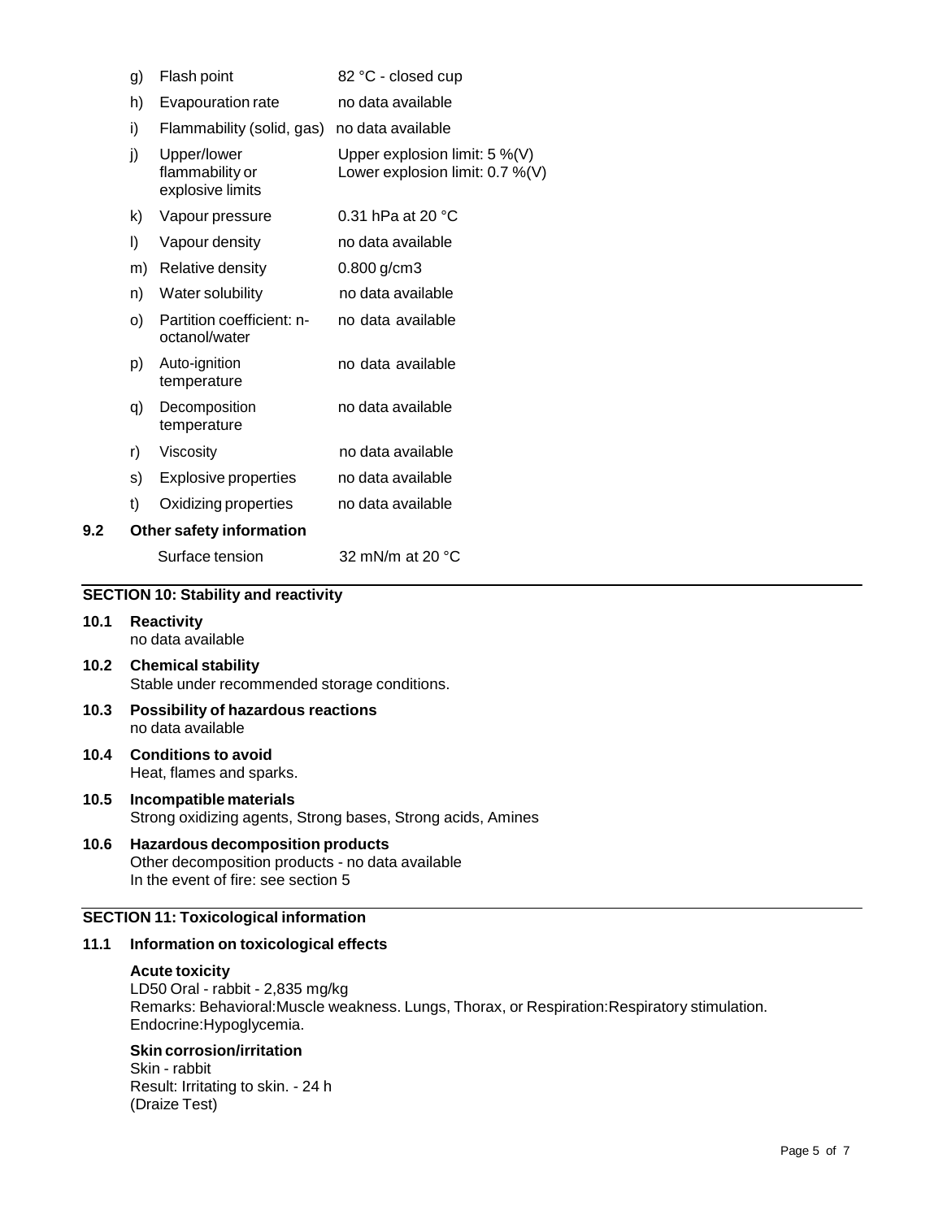| | | |
|---|---|---|
| g) | Flash point | 82 °C - closed cup |
| h) | Evapouration rate | no data available |
| i) | Flammability (solid, gas) | no data available |
| j) | Upper/lower flammability or explosive limits | Upper explosion limit: 5 %(V)<br>Lower explosion limit: 0.7 %(V) |
| k) | Vapour pressure | 0.31 hPa at 20 °C |
| l) | Vapour density | no data available |
| m) | Relative density | 0.800 g/cm3 |
| n) | Water solubility | no data available |
| o) | Partition coefficient: n-octanol/water | no data available |
| p) | Auto-ignition temperature | no data available |
| q) | Decomposition temperature | no data available |
| r) | Viscosity | no data available |
| s) | Explosive properties | no data available |
| t) | Oxidizing properties | no data available |

**9.2 Other safety information**

Surface tension 32 mN/m at 20 °C

## SECTION 10: Stability and reactivity

**10.1 Reactivity**
no data available

**10.2 Chemical stability**
Stable under recommended storage conditions.

**10.3 Possibility of hazardous reactions**
no data available

**10.4 Conditions to avoid**
Heat, flames and sparks.

**10.5 Incompatible materials**
Strong oxidizing agents, Strong bases, Strong acids, Amines

**10.6 Hazardous decomposition products**
Other decomposition products - no data available
In the event of fire: see section 5

## SECTION 11: Toxicological information

**11.1 Information on toxicological effects**

**Acute toxicity**
LD50 Oral - rabbit - 2,835 mg/kg
Remarks: Behavioral:Muscle weakness. Lungs, Thorax, or Respiration:Respiratory stimulation. Endocrine:Hypoglycemia.

**Skin corrosion/irritation**
Skin - rabbit
Result: Irritating to skin. - 24 h
(Draize Test)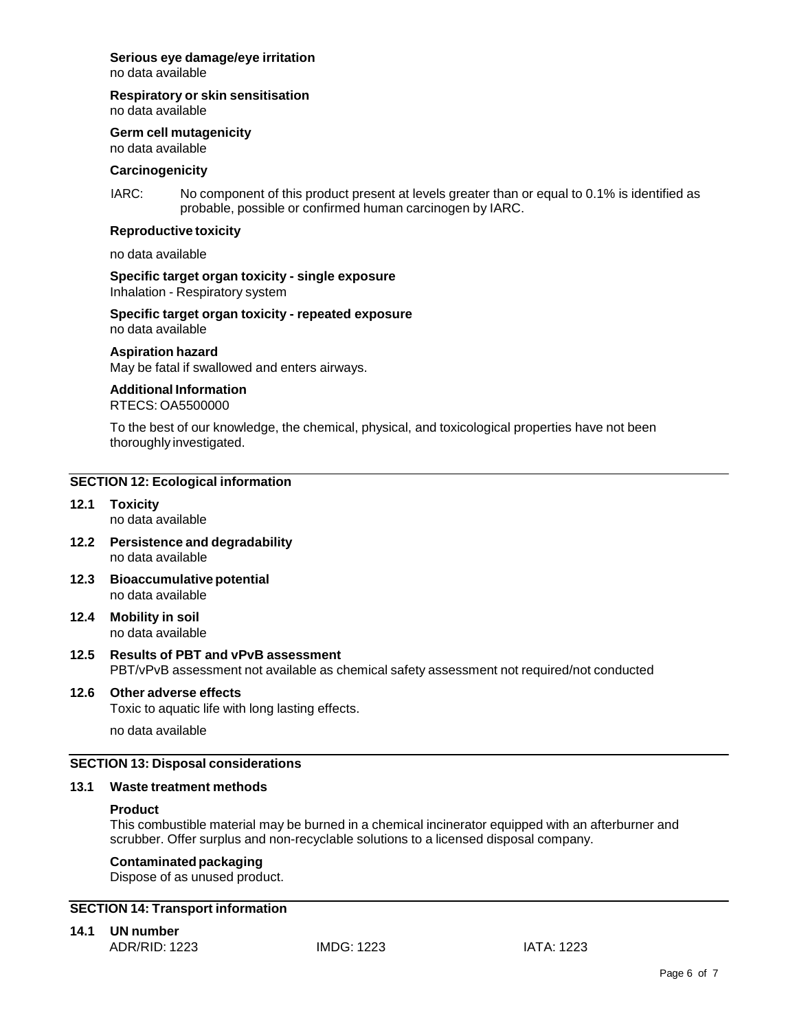**Serious eye damage/eye irritation**
no data available

**Respiratory or skin sensitisation**
no data available

**Germ cell mutagenicity**
no data available

**Carcinogenicity**

IARC: No component of this product present at levels greater than or equal to 0.1% is identified as probable, possible or confirmed human carcinogen by IARC.

**Reproductive toxicity**

no data available

**Specific target organ toxicity - single exposure**
Inhalation - Respiratory system

**Specific target organ toxicity - repeated exposure**
no data available

**Aspiration hazard**
May be fatal if swallowed and enters airways.

**Additional Information**
RTECS: OA5500000

To the best of our knowledge, the chemical, physical, and toxicological properties have not been thoroughly investigated.

## SECTION 12: Ecological information

**12.1 Toxicity**
no data available

**12.2 Persistence and degradability**
no data available

**12.3 Bioaccumulative potential**
no data available

**12.4 Mobility in soil**
no data available

**12.5 Results of PBT and vPvB assessment**
PBT/vPvB assessment not available as chemical safety assessment not required/not conducted

**12.6 Other adverse effects**
Toxic to aquatic life with long lasting effects.

no data available

## SECTION 13: Disposal considerations

**13.1 Waste treatment methods**

**Product**
This combustible material may be burned in a chemical incinerator equipped with an afterburner and scrubber. Offer surplus and non-recyclable solutions to a licensed disposal company.

**Contaminated packaging**
Dispose of as unused product.

## SECTION 14: Transport information

**14.1 UN number**
ADR/RID: 1223    IMDG: 1223    IATA: 1223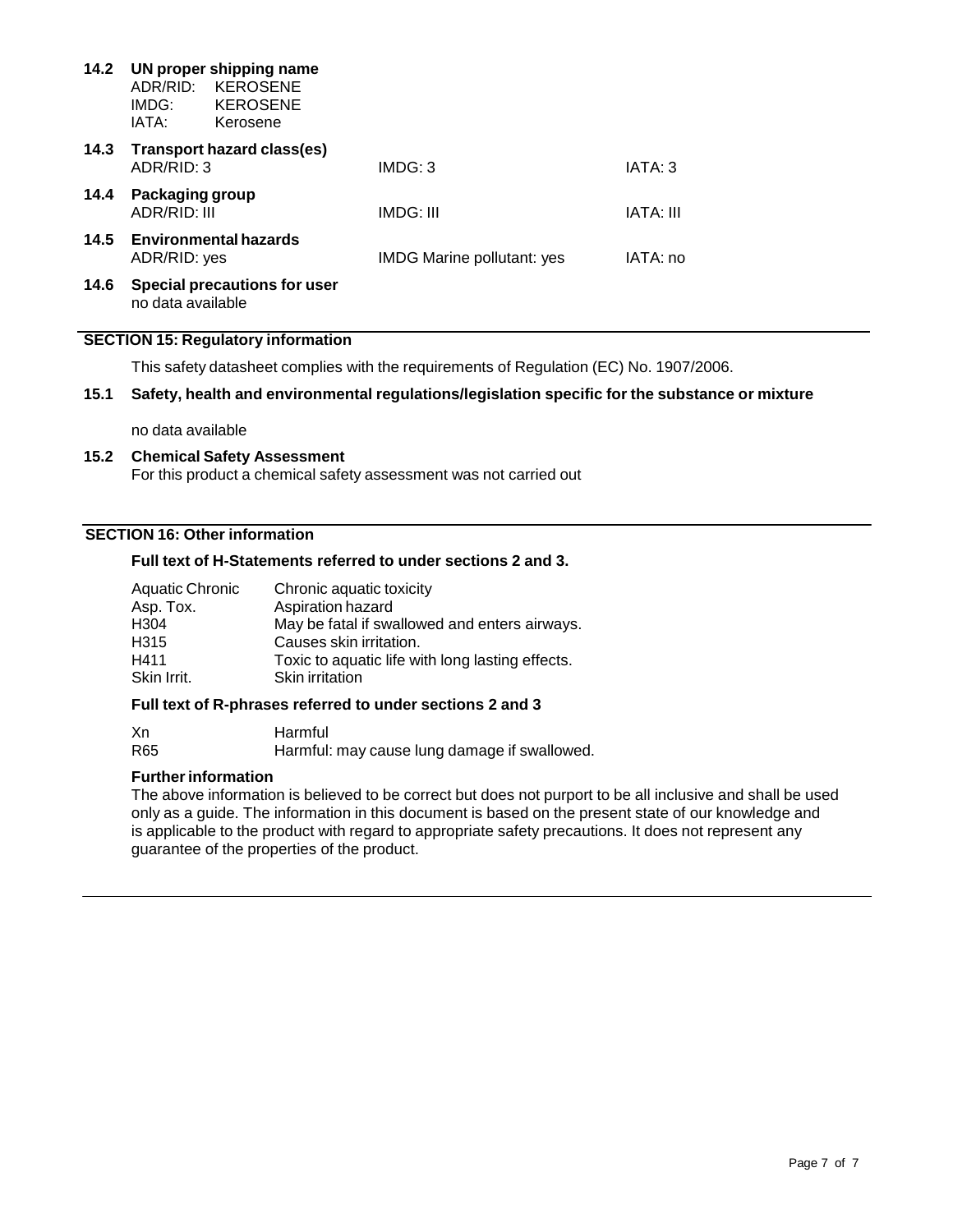**14.2 UN proper shipping name**

| | |
|---|---|
| ADR/RID: | KEROSENE |
| IMDG: | KEROSENE |
| IATA: | Kerosene |

**14.3 Transport hazard class(es)**

| | | |
|---|---|---|
| ADR/RID: 3 | IMDG: 3 | IATA: 3 |

**14.4 Packaging group**

| | | |
|---|---|---|
| ADR/RID: III | IMDG: III | IATA: III |

**14.5 Environmental hazards**

| | | |
|---|---|---|
| ADR/RID: yes | IMDG Marine pollutant: yes | IATA: no |

**14.6 Special precautions for user**

no data available

## SECTION 15: Regulatory information

This safety datasheet complies with the requirements of Regulation (EC) No. 1907/2006.

**15.1 Safety, health and environmental regulations/legislation specific for the substance or mixture**

no data available

**15.2 Chemical Safety Assessment**

For this product a chemical safety assessment was not carried out

## SECTION 16: Other information

**Full text of H-Statements referred to under sections 2 and 3.**

| | |
|---|---|
| Aquatic Chronic | Chronic aquatic toxicity |
| Asp. Tox. | Aspiration hazard |
| H304 | May be fatal if swallowed and enters airways. |
| H315 | Causes skin irritation. |
| H411 | Toxic to aquatic life with long lasting effects. |
| Skin Irrit. | Skin irritation |

**Full text of R-phrases referred to under sections 2 and 3**

| | |
|---|---|
| Xn | Harmful |
| R65 | Harmful: may cause lung damage if swallowed. |

**Further information**

The above information is believed to be correct but does not purport to be all inclusive and shall be used only as a guide. The information in this document is based on the present state of our knowledge and is applicable to the product with regard to appropriate safety precautions. It does not represent any guarantee of the properties of the product.